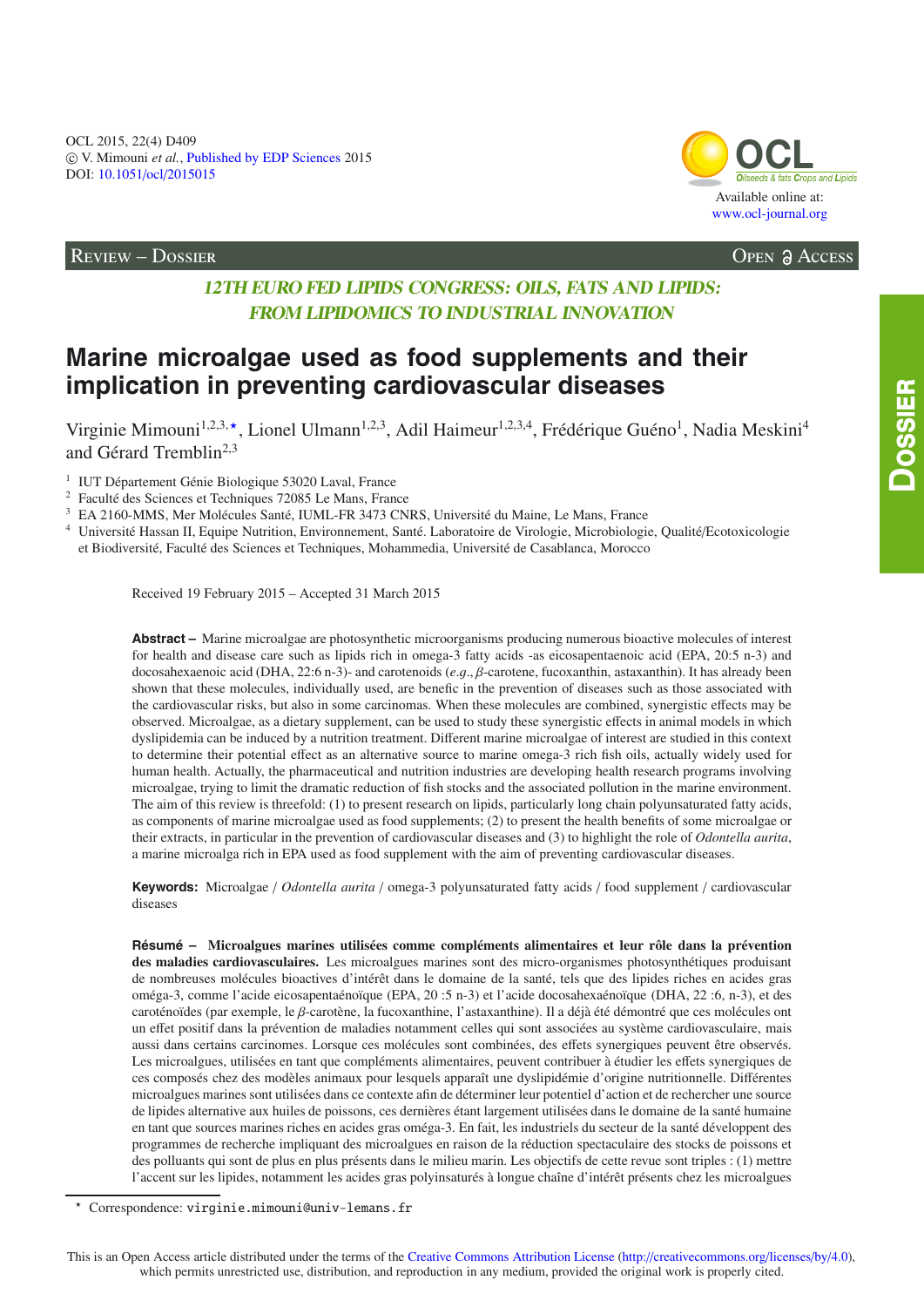OCL 2015, 22(4) D409
© V. Mimouni *et al.*, Published by EDP Sciences 2015
DOI: 10.1051/ocl/2015015

Available online at:
www.ocl-journal.org

REVIEW – DOSSIER

OPEN ACCESS

*12TH EURO FED LIPIDS CONGRESS: OILS, FATS AND LIPIDS: FROM LIPIDOMICS TO INDUSTRIAL INNOVATION*

# Marine microalgae used as food supplements and their implication in preventing cardiovascular diseases

Virginie Mimouni[1,2,3,⋆], Lionel Ulmann[1,2,3], Adil Haimeur[1,2,3,4], Frédérique Guéno[1], Nadia Meskini[4] and Gérard Tremblin[2,3]

[1] IUT Département Génie Biologique 53020 Laval, France
[2] Faculté des Sciences et Techniques 72085 Le Mans, France
[3] EA 2160-MMS, Mer Molécules Santé, IUML-FR 3473 CNRS, Université du Maine, Le Mans, France
[4] Université Hassan II, Equipe Nutrition, Environnement, Santé. Laboratoire de Virologie, Microbiologie, Qualité/Ecotoxicologie et Biodiversité, Faculté des Sciences et Techniques, Mohammedia, Université de Casablanca, Morocco

Received 19 February 2015 – Accepted 31 March 2015

**Abstract –** Marine microalgae are photosynthetic microorganisms producing numerous bioactive molecules of interest for health and disease care such as lipids rich in omega-3 fatty acids -as eicosapentaenoic acid (EPA, 20:5 n-3) and docosahexaenoic acid (DHA, 22:6 n-3)- and carotenoids (*e.g.*, $\beta$-carotene, fucoxanthin, astaxanthin). It has already been shown that these molecules, individually used, are benefic in the prevention of diseases such as those associated with the cardiovascular risks, but also in some carcinomas. When these molecules are combined, synergistic effects may be observed. Microalgae, as a dietary supplement, can be used to study these synergistic effects in animal models in which dyslipidemia can be induced by a nutrition treatment. Different marine microalgae of interest are studied in this context to determine their potential effect as an alternative source to marine omega-3 rich fish oils, actually widely used for human health. Actually, the pharmaceutical and nutrition industries are developing health research programs involving microalgae, trying to limit the dramatic reduction of fish stocks and the associated pollution in the marine environment. The aim of this review is threefold: (1) to present research on lipids, particularly long chain polyunsaturated fatty acids, as components of marine microalgae used as food supplements; (2) to present the health benefits of some microalgae or their extracts, in particular in the prevention of cardiovascular diseases and (3) to highlight the role of *Odontella aurita*, a marine microalga rich in EPA used as food supplement with the aim of preventing cardiovascular diseases.

**Keywords:** Microalgae / *Odontella aurita* / omega-3 polyunsaturated fatty acids / food supplement / cardiovascular diseases

**Résumé – Microalgues marines utilisées comme compléments alimentaires et leur rôle dans la prévention des maladies cardiovasculaires.** Les microalgues marines sont des micro-organismes photosynthétiques produisant de nombreuses molécules bioactives d'intérêt dans le domaine de la santé, tels que des lipides riches en acides gras oméga-3, comme l'acide eicosapentaénoïque (EPA, 20 :5 n-3) et l'acide docosahexaénoïque (DHA, 22 :6, n-3), et des caroténoïdes (par exemple, le $\beta$-carotène, la fucoxanthine, l'astaxanthine). Il a déjà été démontré que ces molécules ont un effet positif dans la prévention de maladies notamment celles qui sont associées au système cardiovasculaire, mais aussi dans certains carcinomes. Lorsque ces molécules sont combinées, des effets synergiques peuvent être observés. Les microalgues, utilisées en tant que compléments alimentaires, peuvent contribuer à étudier les effets synergiques de ces composés chez des modèles animaux pour lesquels apparaît une dyslipidémie d'origine nutritionnelle. Différentes microalgues marines sont utilisées dans ce contexte afin de déterminer leur potentiel d'action et de rechercher une source de lipides alternative aux huiles de poissons, ces dernières étant largement utilisées dans le domaine de la santé humaine en tant que sources marines riches en acides gras oméga-3. En fait, les industriels du secteur de la santé développent des programmes de recherche impliquant des microalgues en raison de la réduction spectaculaire des stocks de poissons et des polluants qui sont de plus en plus présents dans le milieu marin. Les objectifs de cette revue sont triples : (1) mettre l'accent sur les lipides, notamment les acides gras polyinsaturés à longue chaîne d'intérêt présents chez les microalgues

⋆ Correspondence: virginie.mimouni@univ-lemans.fr

This is an Open Access article distributed under the terms of the Creative Commons Attribution License (http://creativecommons.org/licenses/by/4.0), which permits unrestricted use, distribution, and reproduction in any medium, provided the original work is properly cited.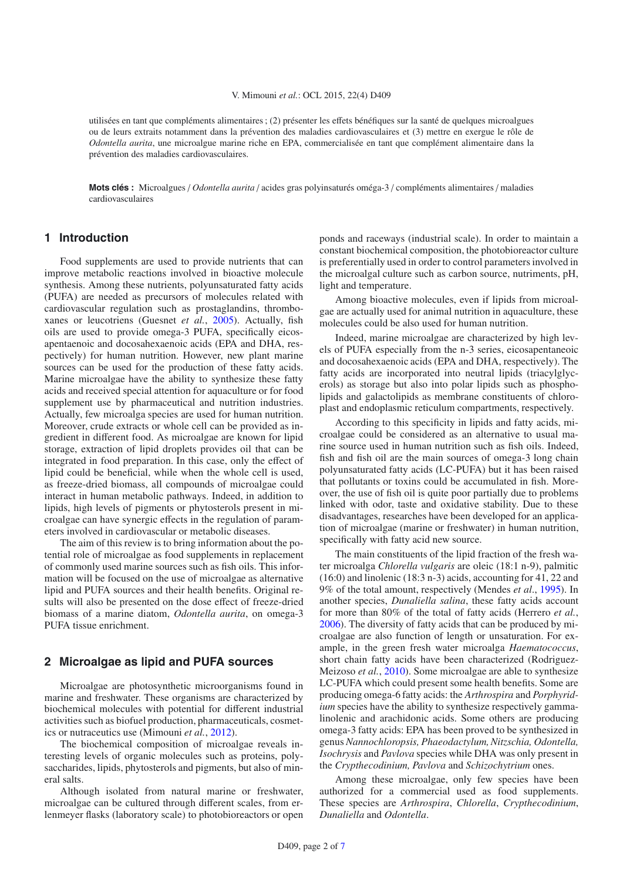utilisées en tant que compléments alimentaires ; (2) présenter les effets bénéfiques sur la santé de quelques microalgues ou de leurs extraits notamment dans la prévention des maladies cardiovasculaires et (3) mettre en exergue le rôle de *Odontella aurita*, une microalgue marine riche en EPA, commercialisée en tant que complément alimentaire dans la prévention des maladies cardiovasculaires.

**Mots clés :** Microalgues / *Odontella aurita* / acides gras polyinsaturés oméga-3 / compléments alimentaires / maladies cardiovasculaires

## 1 Introduction

Food supplements are used to provide nutrients that can improve metabolic reactions involved in bioactive molecule synthesis. Among these nutrients, polyunsaturated fatty acids (PUFA) are needed as precursors of molecules related with cardiovascular regulation such as prostaglandins, thromboxanes or leucotriens (Guesnet *et al.*, 2005). Actually, fish oils are used to provide omega-3 PUFA, specifically eicosapentaenoic and docosahexaenoic acids (EPA and DHA, respectively) for human nutrition. However, new plant marine sources can be used for the production of these fatty acids. Marine microalgae have the ability to synthesize these fatty acids and received special attention for aquaculture or for food supplement use by pharmaceutical and nutrition industries. Actually, few microalga species are used for human nutrition. Moreover, crude extracts or whole cell can be provided as ingredient in different food. As microalgae are known for lipid storage, extraction of lipid droplets provides oil that can be integrated in food preparation. In this case, only the effect of lipid could be beneficial, while when the whole cell is used, as freeze-dried biomass, all compounds of microalgae could interact in human metabolic pathways. Indeed, in addition to lipids, high levels of pigments or phytosterols present in microalgae can have synergic effects in the regulation of parameters involved in cardiovascular or metabolic diseases.

The aim of this review is to bring information about the potential role of microalgae as food supplements in replacement of commonly used marine sources such as fish oils. This information will be focused on the use of microalgae as alternative lipid and PUFA sources and their health benefits. Original results will also be presented on the dose effect of freeze-dried biomass of a marine diatom, *Odontella aurita*, on omega-3 PUFA tissue enrichment.

## 2 Microalgae as lipid and PUFA sources

Microalgae are photosynthetic microorganisms found in marine and freshwater. These organisms are characterized by biochemical molecules with potential for different industrial activities such as biofuel production, pharmaceuticals, cosmetics or nutraceutics use (Mimouni *et al.*, 2012).

The biochemical composition of microalgae reveals interesting levels of organic molecules such as proteins, polysaccharides, lipids, phytosterols and pigments, but also of mineral salts.

Although isolated from natural marine or freshwater, microalgae can be cultured through different scales, from erlenmeyer flasks (laboratory scale) to photobioreactors or open ponds and raceways (industrial scale). In order to maintain a constant biochemical composition, the photobioreactor culture is preferentially used in order to control parameters involved in the microalgal culture such as carbon source, nutriments, pH, light and temperature.

Among bioactive molecules, even if lipids from microalgae are actually used for animal nutrition in aquaculture, these molecules could be also used for human nutrition.

Indeed, marine microalgae are characterized by high levels of PUFA especially from the n-3 series, eicosapentaenoic and docosahexaenoic acids (EPA and DHA, respectively). The fatty acids are incorporated into neutral lipids (triacylglycerols) as storage but also into polar lipids such as phospholipids and galactolipids as membrane constituents of chloroplast and endoplasmic reticulum compartments, respectively.

According to this specificity in lipids and fatty acids, microalgae could be considered as an alternative to usual marine source used in human nutrition such as fish oils. Indeed, fish and fish oil are the main sources of omega-3 long chain polyunsaturated fatty acids (LC-PUFA) but it has been raised that pollutants or toxins could be accumulated in fish. Moreover, the use of fish oil is quite poor partially due to problems linked with odor, taste and oxidative stability. Due to these disadvantages, researches have been developed for an application of microalgae (marine or freshwater) in human nutrition, specifically with fatty acid new source.

The main constituents of the lipid fraction of the fresh water microalga *Chlorella vulgaris* are oleic (18:1 n-9), palmitic (16:0) and linolenic (18:3 n-3) acids, accounting for 41, 22 and 9% of the total amount, respectively (Mendes *et al.*, 1995). In another species, *Dunaliella salina*, these fatty acids account for more than 80% of the total of fatty acids (Herrero *et al.*, 2006). The diversity of fatty acids that can be produced by microalgae are also function of length or unsaturation. For example, in the green fresh water microalga *Haematococcus*, short chain fatty acids have been characterized (Rodriguez-Meizoso *et al.*, 2010). Some microalgae are able to synthesize LC-PUFA which could present some health benefits. Some are producing omega-6 fatty acids: the *Arthrospira* and *Porphyridium* species have the ability to synthesize respectively gamma-linolenic and arachidonic acids. Some others are producing omega-3 fatty acids: EPA has been proved to be synthesized in genus *Nannochloropsis, Phaeodactylum, Nitzschia, Odontella, Isochrysis* and *Pavlova* species while DHA was only present in the *Crypthecodinium, Pavlova* and *Schizochytrium* ones.

Among these microalgae, only few species have been authorized for a commercial used as food supplements. These species are *Arthrospira*, *Chlorella*, *Crypthecodinium*, *Dunaliella* and *Odontella*.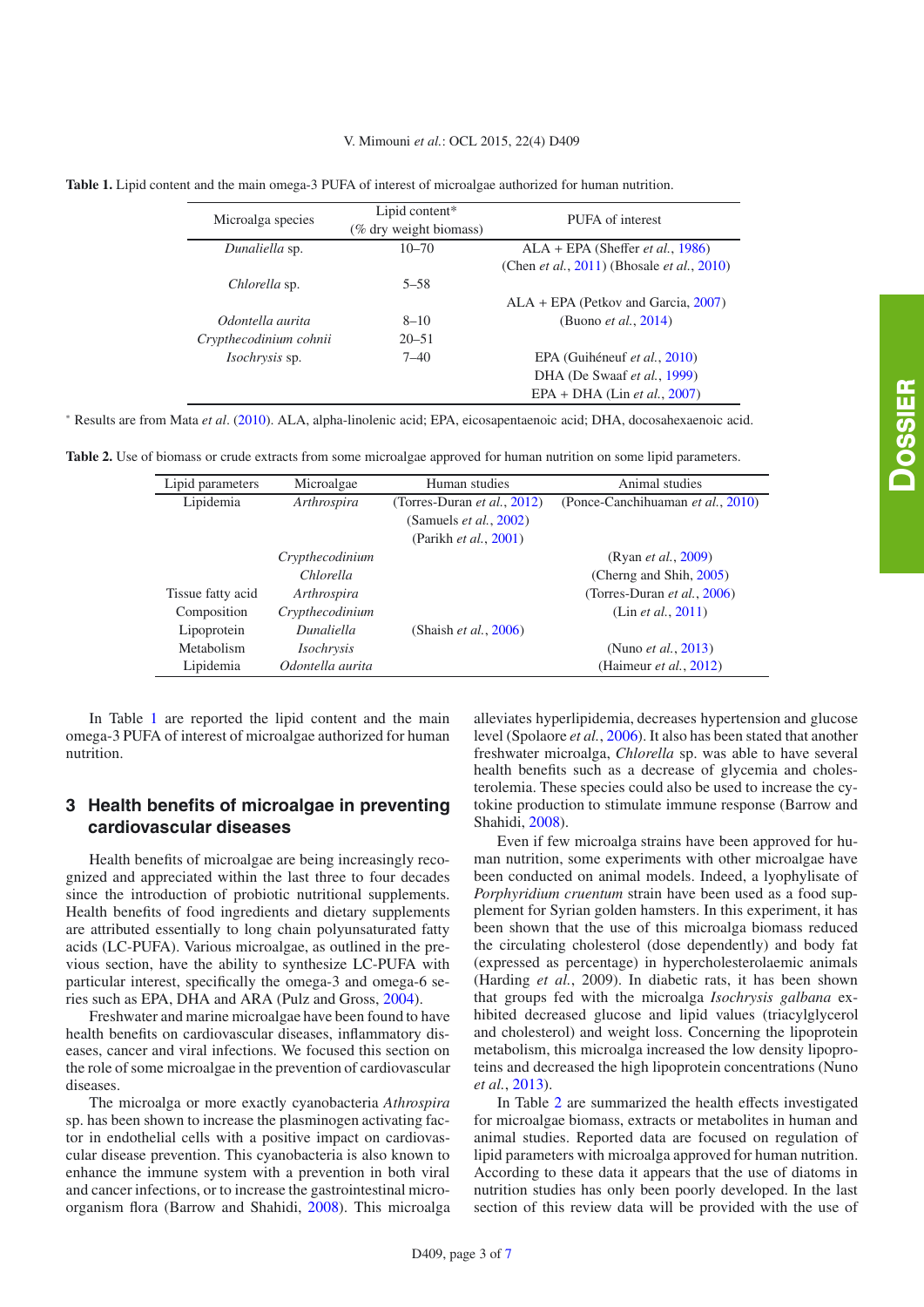**Table 1.** Lipid content and the main omega-3 PUFA of interest of microalgae authorized for human nutrition.

| Microalga species | Lipid content* (% dry weight biomass) | PUFA of interest |
|---|---|---|
| *Dunaliella* sp. | 10–70 | ALA + EPA (Sheffer *et al.*, 1986) |
| | | (Chen *et al.*, 2011) (Bhosale *et al.*, 2010) |
| *Chlorella* sp. | 5–58 | |
| | | ALA + EPA (Petkov and Garcia, 2007) |
| *Odontella aurita* | 8–10 | (Buono *et al.*, 2014) |
| *Crypthecodinium cohnii* | 20–51 | |
| *Isochrysis* sp. | 7–40 | EPA (Guihéneuf *et al.*, 2010) |
| | | DHA (De Swaaf *et al.*, 1999) |
| | | EPA + DHA (Lin *et al.*, 2007) |

* Results are from Mata *et al.* (2010). ALA, alpha-linolenic acid; EPA, eicosapentaenoic acid; DHA, docosahexaenoic acid.

**Table 2.** Use of biomass or crude extracts from some microalgae approved for human nutrition on some lipid parameters.

| Lipid parameters | Microalgae | Human studies | Animal studies |
|---|---|---|---|
| Lipidemia | *Arthrospira* | (Torres-Duran *et al.*, 2012) | (Ponce-Canchihuaman *et al.*, 2010) |
| | | (Samuels *et al.*, 2002) | |
| | | (Parikh *et al.*, 2001) | |
| | *Crypthecodinium* | | (Ryan *et al.*, 2009) |
| | *Chlorella* | | (Cherng and Shih, 2005) |
| Tissue fatty acid | *Arthrospira* | | (Torres-Duran *et al.*, 2006) |
| Composition | *Crypthecodinium* | | (Lin *et al.*, 2011) |
| Lipoprotein | *Dunaliella* | (Shaish *et al.*, 2006) | |
| Metabolism | *Isochrysis* | | (Nuno *et al.*, 2013) |
| Lipidemia | *Odontella aurita* | | (Haimeur *et al.*, 2012) |

In Table 1 are reported the lipid content and the main omega-3 PUFA of interest of microalgae authorized for human nutrition.

## 3 Health benefits of microalgae in preventing cardiovascular diseases

Health benefits of microalgae are being increasingly recognized and appreciated within the last three to four decades since the introduction of probiotic nutritional supplements. Health benefits of food ingredients and dietary supplements are attributed essentially to long chain polyunsaturated fatty acids (LC-PUFA). Various microalgae, as outlined in the previous section, have the ability to synthesize LC-PUFA with particular interest, specifically the omega-3 and omega-6 series such as EPA, DHA and ARA (Pulz and Gross, 2004).

Freshwater and marine microalgae have been found to have health benefits on cardiovascular diseases, inflammatory diseases, cancer and viral infections. We focused this section on the role of some microalgae in the prevention of cardiovascular diseases.

The microalga or more exactly cyanobacteria *Athrospira* sp. has been shown to increase the plasminogen activating factor in endothelial cells with a positive impact on cardiovascular disease prevention. This cyanobacteria is also known to enhance the immune system with a prevention in both viral and cancer infections, or to increase the gastrointestinal microorganism flora (Barrow and Shahidi, 2008). This microalga alleviates hyperlipidemia, decreases hypertension and glucose level (Spolaore *et al.*, 2006). It also has been stated that another freshwater microalga, *Chlorella* sp. was able to have several health benefits such as a decrease of glycemia and cholesterolemia. These species could also be used to increase the cytokine production to stimulate immune response (Barrow and Shahidi, 2008).

Even if few microalga strains have been approved for human nutrition, some experiments with other microalgae have been conducted on animal models. Indeed, a lyophilysate of *Porphyridium cruentum* strain have been used as a food supplement for Syrian golden hamsters. In this experiment, it has been shown that the use of this microalga biomass reduced the circulating cholesterol (dose dependently) and body fat (expressed as percentage) in hypercholesterolaemic animals (Harding *et al.*, 2009). In diabetic rats, it has been shown that groups fed with the microalga *Isochrysis galbana* exhibited decreased glucose and lipid values (triacylglycerol and cholesterol) and weight loss. Concerning the lipoprotein metabolism, this microalga increased the low density lipoproteins and decreased the high lipoprotein concentrations (Nuno *et al.*, 2013).

In Table 2 are summarized the health effects investigated for microalgae biomass, extracts or metabolites in human and animal studies. Reported data are focused on regulation of lipid parameters with microalga approved for human nutrition. According to these data it appears that the use of diatoms in nutrition studies has only been poorly developed. In the last section of this review data will be provided with the use of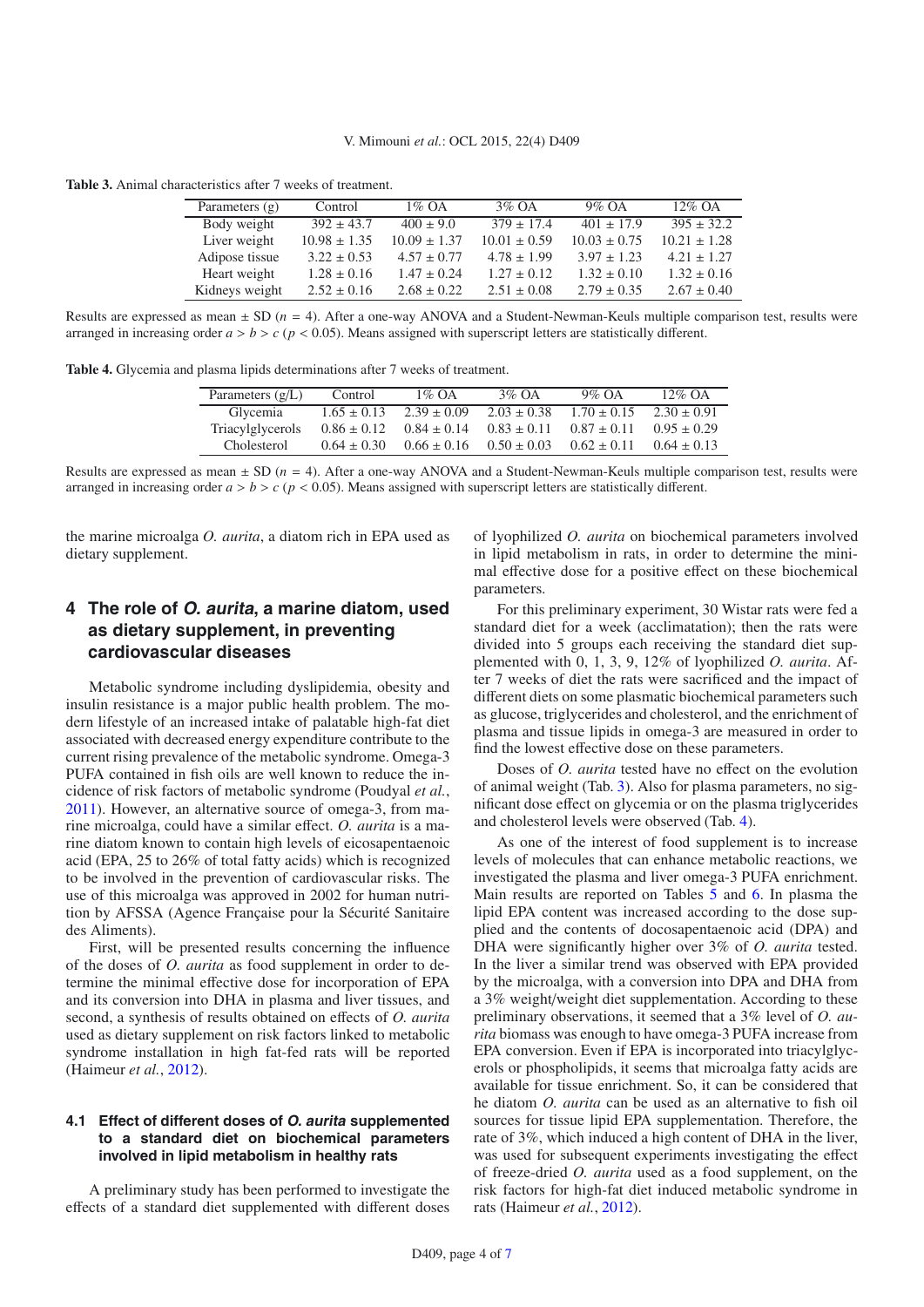**Table 3.** Animal characteristics after 7 weeks of treatment.

| Parameters (g) | Control | 1% OA | 3% OA | 9% OA | 12% OA |
|---|---|---|---|---|---|
| Body weight | 392 ± 43.7 | 400 ± 9.0 | 379 ± 17.4 | 401 ± 17.9 | 395 ± 32.2 |
| Liver weight | 10.98 ± 1.35 | 10.09 ± 1.37 | 10.01 ± 0.59 | 10.03 ± 0.75 | 10.21 ± 1.28 |
| Adipose tissue | 3.22 ± 0.53 | 4.57 ± 0.77 | 4.78 ± 1.99 | 3.97 ± 1.23 | 4.21 ± 1.27 |
| Heart weight | 1.28 ± 0.16 | 1.47 ± 0.24 | 1.27 ± 0.12 | 1.32 ± 0.10 | 1.32 ± 0.16 |
| Kidneys weight | 2.52 ± 0.16 | 2.68 ± 0.22 | 2.51 ± 0.08 | 2.79 ± 0.35 | 2.67 ± 0.40 |

Results are expressed as mean ± SD ($n = 4$). After a one-way ANOVA and a Student-Newman-Keuls multiple comparison test, results were arranged in increasing order $a > b > c$ ($p < 0.05$). Means assigned with superscript letters are statistically different.

**Table 4.** Glycemia and plasma lipids determinations after 7 weeks of treatment.

| Parameters (g/L) | Control | 1% OA | 3% OA | 9% OA | 12% OA |
|---|---|---|---|---|---|
| Glycemia | 1.65 ± 0.13 | 2.39 ± 0.09 | 2.03 ± 0.38 | 1.70 ± 0.15 | 2.30 ± 0.91 |
| Triacylglycerols | 0.86 ± 0.12 | 0.84 ± 0.14 | 0.83 ± 0.11 | 0.87 ± 0.11 | 0.95 ± 0.29 |
| Cholesterol | 0.64 ± 0.30 | 0.66 ± 0.16 | 0.50 ± 0.03 | 0.62 ± 0.11 | 0.64 ± 0.13 |

Results are expressed as mean ± SD ($n = 4$). After a one-way ANOVA and a Student-Newman-Keuls multiple comparison test, results were arranged in increasing order $a > b > c$ ($p < 0.05$). Means assigned with superscript letters are statistically different.

the marine microalga *O. aurita*, a diatom rich in EPA used as dietary supplement.

## 4 The role of *O. aurita*, a marine diatom, used as dietary supplement, in preventing cardiovascular diseases

Metabolic syndrome including dyslipidemia, obesity and insulin resistance is a major public health problem. The modern lifestyle of an increased intake of palatable high-fat diet associated with decreased energy expenditure contribute to the current rising prevalence of the metabolic syndrome. Omega-3 PUFA contained in fish oils are well known to reduce the incidence of risk factors of metabolic syndrome (Poudyal *et al.*, 2011). However, an alternative source of omega-3, from marine microalga, could have a similar effect. *O. aurita* is a marine diatom known to contain high levels of eicosapentaenoic acid (EPA, 25 to 26% of total fatty acids) which is recognized to be involved in the prevention of cardiovascular risks. The use of this microalga was approved in 2002 for human nutrition by AFSSA (Agence Française pour la Sécurité Sanitaire des Aliments).

First, will be presented results concerning the influence of the doses of *O. aurita* as food supplement in order to determine the minimal effective dose for incorporation of EPA and its conversion into DHA in plasma and liver tissues, and second, a synthesis of results obtained on effects of *O. aurita* used as dietary supplement on risk factors linked to metabolic syndrome installation in high fat-fed rats will be reported (Haimeur *et al.*, 2012).

### 4.1 Effect of different doses of *O. aurita* supplemented to a standard diet on biochemical parameters involved in lipid metabolism in healthy rats

A preliminary study has been performed to investigate the effects of a standard diet supplemented with different doses of lyophilized *O. aurita* on biochemical parameters involved in lipid metabolism in rats, in order to determine the minimal effective dose for a positive effect on these biochemical parameters.

For this preliminary experiment, 30 Wistar rats were fed a standard diet for a week (acclimatation); then the rats were divided into 5 groups each receiving the standard diet supplemented with 0, 1, 3, 9, 12% of lyophilized *O. aurita*. After 7 weeks of diet the rats were sacrificed and the impact of different diets on some plasmatic biochemical parameters such as glucose, triglycerides and cholesterol, and the enrichment of plasma and tissue lipids in omega-3 are measured in order to find the lowest effective dose on these parameters.

Doses of *O. aurita* tested have no effect on the evolution of animal weight (Tab. 3). Also for plasma parameters, no significant dose effect on glycemia or on the plasma triglycerides and cholesterol levels were observed (Tab. 4).

As one of the interest of food supplement is to increase levels of molecules that can enhance metabolic reactions, we investigated the plasma and liver omega-3 PUFA enrichment. Main results are reported on Tables 5 and 6. In plasma the lipid EPA content was increased according to the dose supplied and the contents of docosapentaenoic acid (DPA) and DHA were significantly higher over 3% of *O. aurita* tested. In the liver a similar trend was observed with EPA provided by the microalga, with a conversion into DPA and DHA from a 3% weight/weight diet supplementation. According to these preliminary observations, it seemed that a 3% level of *O. aurita* biomass was enough to have omega-3 PUFA increase from EPA conversion. Even if EPA is incorporated into triacylglycerols or phospholipids, it seems that microalga fatty acids are available for tissue enrichment. So, it can be considered that he diatom *O. aurita* can be used as an alternative to fish oil sources for tissue lipid EPA supplementation. Therefore, the rate of 3%, which induced a high content of DHA in the liver, was used for subsequent experiments investigating the effect of freeze-dried *O. aurita* used as a food supplement, on the risk factors for high-fat diet induced metabolic syndrome in rats (Haimeur *et al.*, 2012).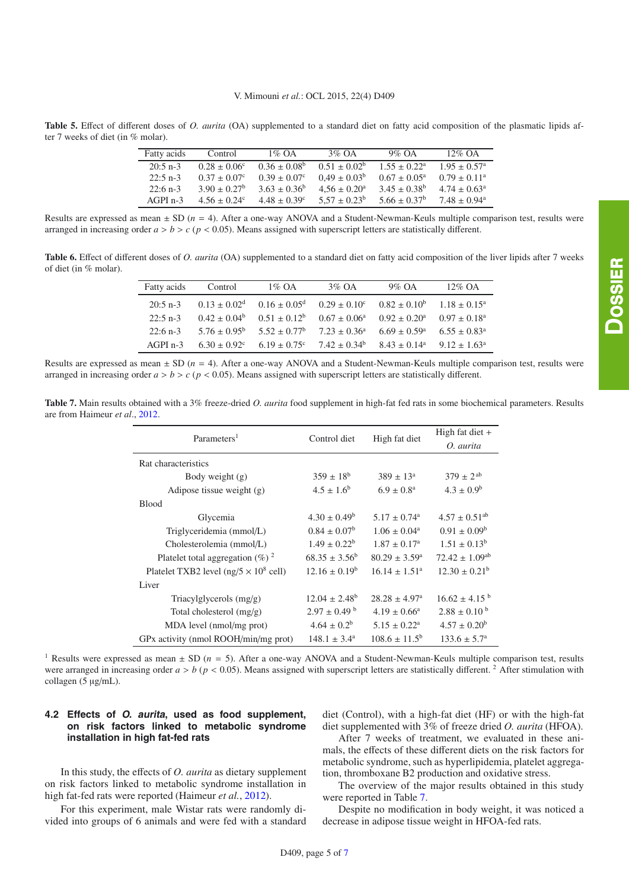**Table 5.** Effect of different doses of *O. aurita* (OA) supplemented to a standard diet on fatty acid composition of the plasmatic lipids after 7 weeks of diet (in % molar).

| Fatty acids | Control | 1% OA | 3% OA | 9% OA | 12% OA |
|---|---|---|---|---|---|
| 20:5 n-3 | 0.28 ± 0.06[c] | 0.36 ± 0.08[b] | 0.51 ± 0.02[b] | 1.55 ± 0.22[a] | 1.95 ± 0.57[a] |
| 22:5 n-3 | 0.37 ± 0.07[c] | 0.39 ± 0.07[c] | 0,49 ± 0.03[b] | 0.67 ± 0.05[a] | 0.79 ± 0.11[a] |
| 22:6 n-3 | 3.90 ± 0.27[b] | 3.63 ± 0.36[b] | 4,56 ± 0.20[a] | 3.45 ± 0.38[b] | 4.74 ± 0.63[a] |
| AGPI n-3 | 4.56 ± 0.24[c] | 4.48 ± 0.39[c] | 5,57 ± 0.23[b] | 5.66 ± 0.37[b] | 7.48 ± 0.94[a] |

Results are expressed as mean ± SD ($n = 4$). After a one-way ANOVA and a Student-Newman-Keuls multiple comparison test, results were arranged in increasing order $a > b > c$ ($p < 0.05$). Means assigned with superscript letters are statistically different.

**Table 6.** Effect of different doses of *O. aurita* (OA) supplemented to a standard diet on fatty acid composition of the liver lipids after 7 weeks of diet (in % molar).

| Fatty acids | Control | 1% OA | 3% OA | 9% OA | 12% OA |
|---|---|---|---|---|---|
| 20:5 n-3 | 0.13 ± 0.02[d] | 0.16 ± 0.05[d] | 0.29 ± 0.10[c] | 0.82 ± 0.10[b] | 1.18 ± 0.15[a] |
| 22:5 n-3 | 0.42 ± 0.04[b] | 0.51 ± 0.12[b] | 0.67 ± 0.06[a] | 0.92 ± 0.20[a] | 0.97 ± 0.18[a] |
| 22:6 n-3 | 5.76 ± 0.95[b] | 5.52 ± 0.77[b] | 7.23 ± 0.36[a] | 6.69 ± 0.59[a] | 6.55 ± 0.83[a] |
| AGPI n-3 | 6.30 ± 0.92[c] | 6.19 ± 0.75[c] | 7.42 ± 0.34[b] | 8.43 ± 0.14[a] | 9.12 ± 1.63[a] |

Results are expressed as mean ± SD ($n = 4$). After a one-way ANOVA and a Student-Newman-Keuls multiple comparison test, results were arranged in increasing order $a > b > c$ ($p < 0.05$). Means assigned with superscript letters are statistically different.

**Table 7.** Main results obtained with a 3% freeze-dried *O. aurita* food supplement in high-fat fed rats in some biochemical parameters. Results are from Haimeur *et al*., 2012.

| Parameters[1] | Control diet | High fat diet | High fat diet + *O. aurita* |
|---|---|---|---|
| Rat characteristics | | | |
| Body weight (g) | 359 ± 18[b] | 389 ± 13[a] | 379 ± 2[ab] |
| Adipose tissue weight (g) | 4.5 ± 1.6[b] | 6.9 ± 0.8[a] | 4.3 ± 0.9[b] |
| Blood | | | |
| Glycemia | 4.30 ± 0.49[b] | 5.17 ± 0.74[a] | 4.57 ± 0.51[ab] |
| Triglyceridemia (mmol/L) | 0.84 ± 0.07[b] | 1.06 ± 0.04[a] | 0.91 ± 0.09[b] |
| Cholesterolemia (mmol/L) | 1.49 ± 0.22[b] | 1.87 ± 0.17[a] | 1.51 ± 0.13[b] |
| Platelet total aggregation (%) [2] | 68.35 ± 3.56[b] | 80.29 ± 3.59[a] | 72.42 ± 1.09[ab] |
| Platelet TXB2 level (ng/5 × $10^8$ cell) | 12.16 ± 0.19[b] | 16.14 ± 1.51[a] | 12.30 ± 0.21[b] |
| Liver | | | |
| Triacylglycerols (mg/g) | 12.04 ± 2.48[b] | 28.28 ± 4.97[a] | 16.62 ± 4.15[b] |
| Total cholesterol (mg/g) | 2.97 ± 0.49[b] | 4.19 ± 0.66[a] | 2.88 ± 0.10[b] |
| MDA level (nmol/mg prot) | 4.64 ± 0.2[b] | 5.15 ± 0.22[a] | 4.57 ± 0.20[b] |
| GPx activity (nmol ROOH/min/mg prot) | 148.1 ± 3.4[a] | 108.6 ± 11.5[b] | 133.6 ± 5.7[a] |

[1] Results were expressed as mean ± SD ($n = 5$). After a one-way ANOVA and a Student-Newman-Keuls multiple comparison test, results were arranged in increasing order $a > b$ ($p < 0.05$). Means assigned with superscript letters are statistically different. [2] After stimulation with collagen (5 µg/mL).

### 4.2 Effects of *O. aurita*, used as food supplement, on risk factors linked to metabolic syndrome installation in high fat-fed rats

In this study, the effects of *O. aurita* as dietary supplement on risk factors linked to metabolic syndrome installation in high fat-fed rats were reported (Haimeur *et al.*, 2012).

For this experiment, male Wistar rats were randomly divided into groups of 6 animals and were fed with a standard diet (Control), with a high-fat diet (HF) or with the high-fat diet supplemented with 3% of freeze dried *O. aurita* (HFOA).

After 7 weeks of treatment, we evaluated in these animals, the effects of these different diets on the risk factors for metabolic syndrome, such as hyperlipidemia, platelet aggregation, thromboxane B2 production and oxidative stress.

The overview of the major results obtained in this study were reported in Table 7.

Despite no modification in body weight, it was noticed a decrease in adipose tissue weight in HFOA-fed rats.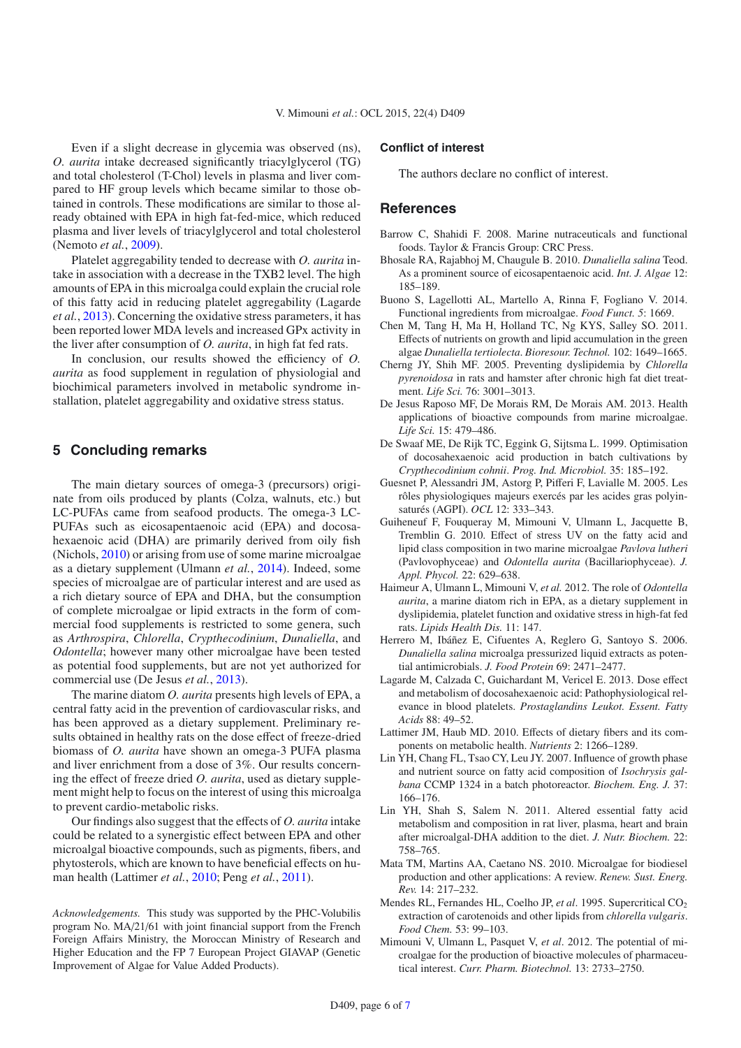Even if a slight decrease in glycemia was observed (ns), *O. aurita* intake decreased significantly triacylglycerol (TG) and total cholesterol (T-Chol) levels in plasma and liver compared to HF group levels which became similar to those obtained in controls. These modifications are similar to those already obtained with EPA in high fat-fed-mice, which reduced plasma and liver levels of triacylglycerol and total cholesterol (Nemoto *et al.*, 2009).

Platelet aggregability tended to decrease with *O. aurita* intake in association with a decrease in the TXB2 level. The high amounts of EPA in this microalga could explain the crucial role of this fatty acid in reducing platelet aggregability (Lagarde *et al.*, 2013). Concerning the oxidative stress parameters, it has been reported lower MDA levels and increased GPx activity in the liver after consumption of *O. aurita*, in high fat fed rats.

In conclusion, our results showed the efficiency of *O. aurita* as food supplement in regulation of physiological and biochimical parameters involved in metabolic syndrome installation, platelet aggregability and oxidative stress status.

## 5 Concluding remarks

The main dietary sources of omega-3 (precursors) originate from oils produced by plants (Colza, walnuts, etc.) but LC-PUFAs came from seafood products. The omega-3 LC-PUFAs such as eicosapentaenoic acid (EPA) and docosahexaenoic acid (DHA) are primarily derived from oily fish (Nichols, 2010) or arising from use of some marine microalgae as a dietary supplement (Ulmann *et al.*, 2014). Indeed, some species of microalgae are of particular interest and are used as a rich dietary source of EPA and DHA, but the consumption of complete microalgae or lipid extracts in the form of commercial food supplements is restricted to some genera, such as *Arthrospira*, *Chlorella*, *Crypthecodinium*, *Dunaliella*, and *Odontella*; however many other microalgae have been tested as potential food supplements, but are not yet authorized for commercial use (De Jesus *et al.*, 2013).

The marine diatom *O. aurita* presents high levels of EPA, a central fatty acid in the prevention of cardiovascular risks, and has been approved as a dietary supplement. Preliminary results obtained in healthy rats on the dose effect of freeze-dried biomass of *O. aurita* have shown an omega-3 PUFA plasma and liver enrichment from a dose of 3%. Our results concerning the effect of freeze dried *O. aurita*, used as dietary supplement might help to focus on the interest of using this microalga to prevent cardio-metabolic risks.

Our findings also suggest that the effects of *O. aurita* intake could be related to a synergistic effect between EPA and other microalgal bioactive compounds, such as pigments, fibers, and phytosterols, which are known to have beneficial effects on human health (Lattimer *et al.*, 2010; Peng *et al.*, 2011).

*Acknowledgements.* This study was supported by the PHC-Volubilis program No. MA/21/61 with joint financial support from the French Foreign Affairs Ministry, the Moroccan Ministry of Research and Higher Education and the FP 7 European Project GIAVAP (Genetic Improvement of Algae for Value Added Products).

### Conflict of interest

The authors declare no conflict of interest.

## References

Barrow C, Shahidi F. 2008. Marine nutraceuticals and functional foods. Taylor & Francis Group: CRC Press.

Bhosale RA, Rajabhoj M, Chaugule B. 2010. *Dunaliella salina* Teod. As a prominent source of eicosapentaenoic acid. *Int. J. Algae* 12: 185–189.

Buono S, Lagellotti AL, Martello A, Rinna F, Fogliano V. 2014. Functional ingredients from microalgae. *Food Funct. 5*: 1669.

Chen M, Tang H, Ma H, Holland TC, Ng KYS, Salley SO. 2011. Effects of nutrients on growth and lipid accumulation in the green algae *Dunaliella tertiolecta*. *Bioresour. Technol.* 102: 1649–1665.

Cherng JY, Shih MF. 2005. Preventing dyslipidemia by *Chlorella pyrenoidosa* in rats and hamster after chronic high fat diet treatment. *Life Sci.* 76: 3001–3013.

De Jesus Raposo MF, De Morais RM, De Morais AM. 2013. Health applications of bioactive compounds from marine microalgae. *Life Sci.* 15: 479–486.

De Swaaf ME, De Rijk TC, Eggink G, Sijtsma L. 1999. Optimisation of docosahexaenoic acid production in batch cultivations by *Crypthecodinium cohnii*. *Prog. Ind. Microbiol.* 35: 185–192.

Guesnet P, Alessandri JM, Astorg P, Pifferi F, Lavialle M. 2005. Les rôles physiologiques majeurs exercés par les acides gras polyinsaturés (AGPI). *OCL* 12: 333–343.

Guiheneuf F, Fouqueray M, Mimouni V, Ulmann L, Jacquette B, Tremblin G. 2010. Effect of stress UV on the fatty acid and lipid class composition in two marine microalgae *Pavlova lutheri* (Pavlovophyceae) and *Odontella aurita* (Bacillariophyceae). *J. Appl. Phycol.* 22: 629–638.

Haimeur A, Ulmann L, Mimouni V, *et al.* 2012. The role of *Odontella aurita*, a marine diatom rich in EPA, as a dietary supplement in dyslipidemia, platelet function and oxidative stress in high-fat fed rats. *Lipids Health Dis.* 11: 147.

Herrero M, Ibáñez E, Cifuentes A, Reglero G, Santoyo S. 2006. *Dunaliella salina* microalga pressurized liquid extracts as potential antimicrobials. *J. Food Protein* 69: 2471–2477.

Lagarde M, Calzada C, Guichardant M, Vericel E. 2013. Dose effect and metabolism of docosahexaenoic acid: Pathophysiological relevance in blood platelets. *Prostaglandins Leukot. Essent. Fatty Acids* 88: 49–52.

Lattimer JM, Haub MD. 2010. Effects of dietary fibers and its components on metabolic health. *Nutrients* 2: 1266–1289.

Lin YH, Chang FL, Tsao CY, Leu JY. 2007. Influence of growth phase and nutrient source on fatty acid composition of *Isochrysis galbana* CCMP 1324 in a batch photoreactor. *Biochem. Eng. J.* 37: 166–176.

Lin YH, Shah S, Salem N. 2011. Altered essential fatty acid metabolism and composition in rat liver, plasma, heart and brain after microalgal-DHA addition to the diet. *J. Nutr. Biochem.* 22: 758–765.

Mata TM, Martins AA, Caetano NS. 2010. Microalgae for biodiesel production and other applications: A review. *Renew. Sust. Energ. Rev.* 14: 217–232.

Mendes RL, Fernandes HL, Coelho JP, *et al.* 1995. Supercritical $CO_2$ extraction of carotenoids and other lipids from *chlorella vulgaris*. *Food Chem.* 53: 99–103.

Mimouni V, Ulmann L, Pasquet V, *et al.* 2012. The potential of microalgae for the production of bioactive molecules of pharmaceutical interest. *Curr. Pharm. Biotechnol.* 13: 2733–2750.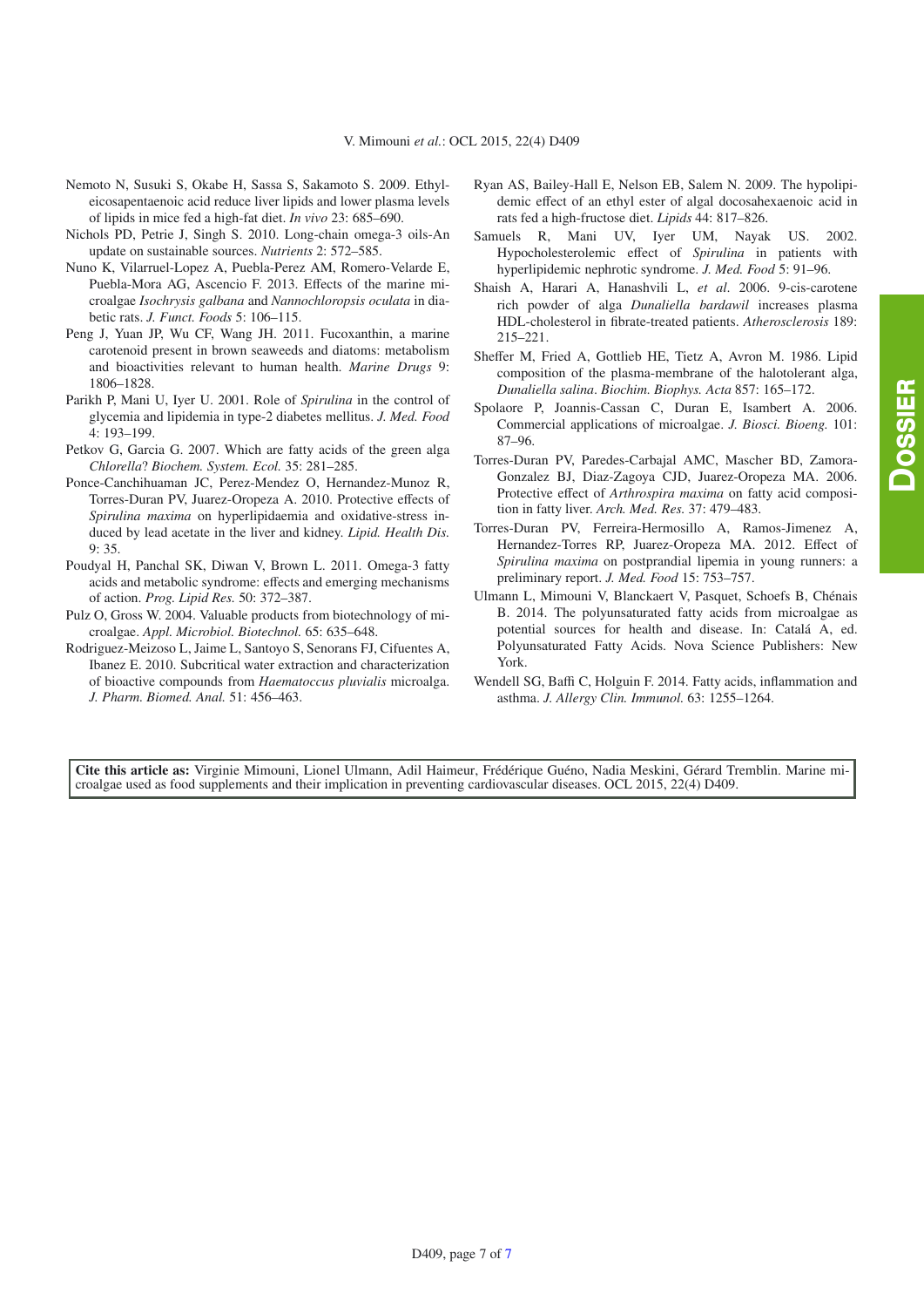Nemoto N, Susuki S, Okabe H, Sassa S, Sakamoto S. 2009. Ethyl-eicosapentaenoic acid reduce liver lipids and lower plasma levels of lipids in mice fed a high-fat diet. *In vivo* 23: 685–690.

Nichols PD, Petrie J, Singh S. 2010. Long-chain omega-3 oils-An update on sustainable sources. *Nutrients* 2: 572–585.

Nuno K, Vilarruel-Lopez A, Puebla-Perez AM, Romero-Velarde E, Puebla-Mora AG, Ascencio F. 2013. Effects of the marine microalgae *Isochrysis galbana* and *Nannochloropsis oculata* in diabetic rats. *J. Funct. Foods* 5: 106–115.

Peng J, Yuan JP, Wu CF, Wang JH. 2011. Fucoxanthin, a marine carotenoid present in brown seaweeds and diatoms: metabolism and bioactivities relevant to human health. *Marine Drugs* 9: 1806–1828.

Parikh P, Mani U, Iyer U. 2001. Role of *Spirulina* in the control of glycemia and lipidemia in type-2 diabetes mellitus. *J. Med. Food* 4: 193–199.

Petkov G, Garcia G. 2007. Which are fatty acids of the green alga *Chlorella*? *Biochem. System. Ecol.* 35: 281–285.

Ponce-Canchihuaman JC, Perez-Mendez O, Hernandez-Munoz R, Torres-Duran PV, Juarez-Oropeza A. 2010. Protective effects of *Spirulina maxima* on hyperlipidaemia and oxidative-stress induced by lead acetate in the liver and kidney. *Lipid. Health Dis.* 9: 35.

Poudyal H, Panchal SK, Diwan V, Brown L. 2011. Omega-3 fatty acids and metabolic syndrome: effects and emerging mechanisms of action. *Prog. Lipid Res.* 50: 372–387.

Pulz O, Gross W. 2004. Valuable products from biotechnology of microalgae. *Appl. Microbiol. Biotechnol.* 65: 635–648.

Rodriguez-Meizoso L, Jaime L, Santoyo S, Senorans FJ, Cifuentes A, Ibanez E. 2010. Subcritical water extraction and characterization of bioactive compounds from *Haematoccus pluvialis* microalga. *J. Pharm. Biomed. Anal.* 51: 456–463.

Ryan AS, Bailey-Hall E, Nelson EB, Salem N. 2009. The hypolipidemic effect of an ethyl ester of algal docosahexaenoic acid in rats fed a high-fructose diet. *Lipids* 44: 817–826.

Samuels R, Mani UV, Iyer UM, Nayak US. 2002. Hypocholesterolemic effect of *Spirulina* in patients with hyperlipidemic nephrotic syndrome. *J. Med. Food* 5: 91–96.

Shaish A, Harari A, Hanashvili L, *et al.* 2006. 9-cis-carotene rich powder of alga *Dunaliella bardawil* increases plasma HDL-cholesterol in fibrate-treated patients. *Atherosclerosis* 189: 215–221.

Sheffer M, Fried A, Gottlieb HE, Tietz A, Avron M. 1986. Lipid composition of the plasma-membrane of the halotolerant alga, *Dunaliella salina*. *Biochim. Biophys. Acta* 857: 165–172.

Spolaore P, Joannis-Cassan C, Duran E, Isambert A. 2006. Commercial applications of microalgae. *J. Biosci. Bioeng.* 101: 87–96.

Torres-Duran PV, Paredes-Carbajal AMC, Mascher BD, Zamora-Gonzalez BJ, Diaz-Zagoya CJD, Juarez-Oropeza MA. 2006. Protective effect of *Arthrospira maxima* on fatty acid composition in fatty liver. *Arch. Med. Res.* 37: 479–483.

Torres-Duran PV, Ferreira-Hermosillo A, Ramos-Jimenez A, Hernandez-Torres RP, Juarez-Oropeza MA. 2012. Effect of *Spirulina maxima* on postprandial lipemia in young runners: a preliminary report. *J. Med. Food* 15: 753–757.

Ulmann L, Mimouni V, Blanckaert V, Pasquet, Schoefs B, Chénais B. 2014. The polyunsaturated fatty acids from microalgae as potential sources for health and disease. In: Catalá A, ed. Polyunsaturated Fatty Acids. Nova Science Publishers: New York.

Wendell SG, Baffi C, Holguin F. 2014. Fatty acids, inflammation and asthma. *J. Allergy Clin. Immunol.* 63: 1255–1264.

**Cite this article as:** Virginie Mimouni, Lionel Ulmann, Adil Haimeur, Frédérique Guéno, Nadia Meskini, Gérard Tremblin. Marine microalgae used as food supplements and their implication in preventing cardiovascular diseases. OCL 2015, 22(4) D409.